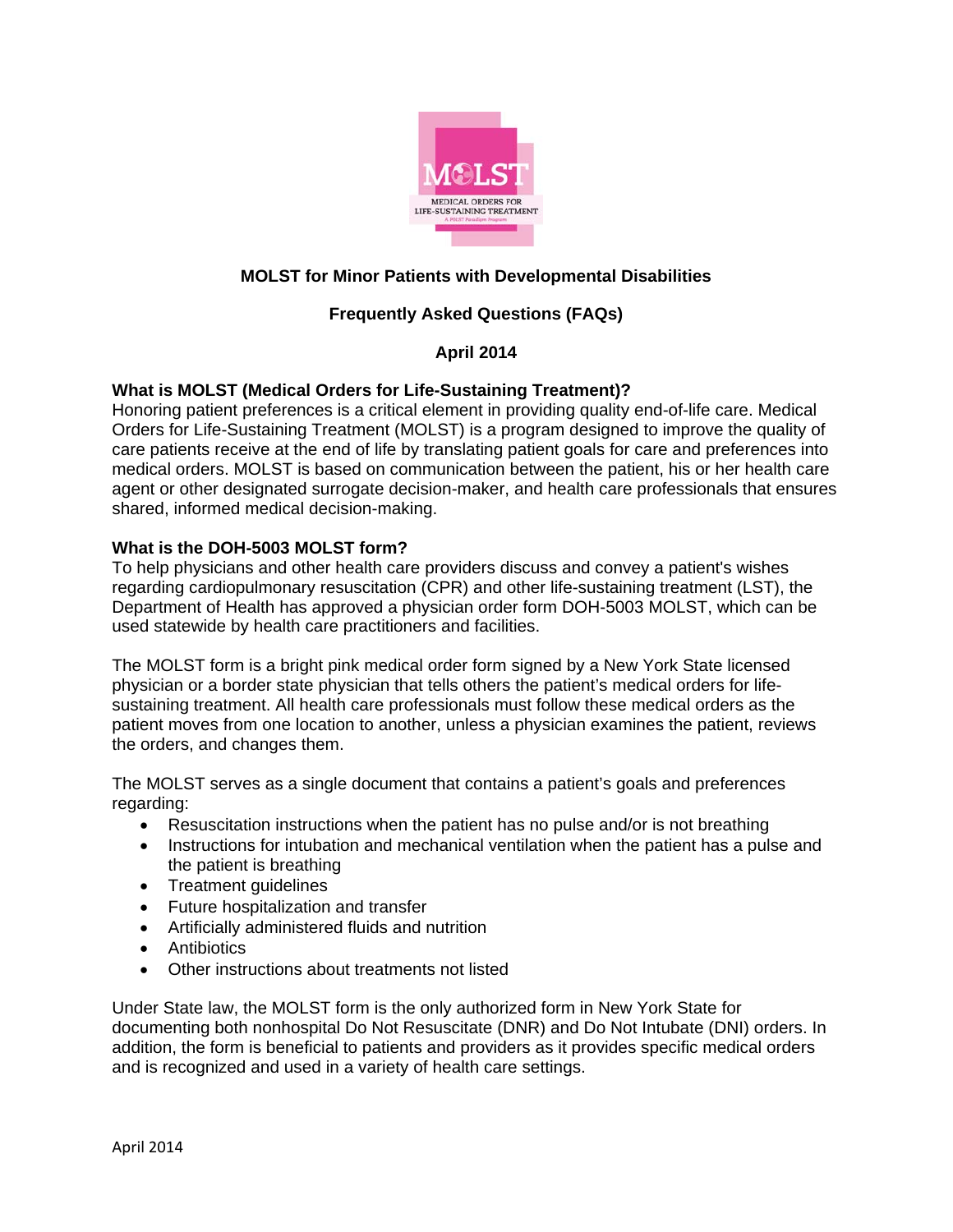# MOLST for Minor Patients with Developmental Disabilities

## Frequently Asked Questions (FAQs)

**April 2014**

### What is MOLST (Medical Orders for Life-Sustaining Treatment)?

Honoring patient preferences is a critical element in providing quality end-of-life care. Medical Orders for Life-Sustaining Treatment (MOLST) is a program designed to improve the quality of care patients receive at the end of life by translating patient goals for care and preferences into medical orders. MOLST is based on communication between the patient, his or her health care agent or other designated surrogate decision-maker, and health care professionals that ensures shared, informed medical decision-making.

### What is the DOH-5003 MOLST form?

To help physicians and other health care providers discuss and convey a patient's wishes regarding cardiopulmonary resuscitation (CPR) and other life-sustaining treatment (LST), the Department of Health has approved a physician order form DOH-5003 MOLST, which can be used statewide by health care practitioners and facilities.

The MOLST form is a bright pink medical order form signed by a New York State licensed physician or a border state physician that tells others the patient's medical orders for life-sustaining treatment. All health care professionals must follow these medical orders as the patient moves from one location to another, unless a physician examines the patient, reviews the orders, and changes them.

The MOLST serves as a single document that contains a patient's goals and preferences regarding:

- Resuscitation instructions when the patient has no pulse and/or is not breathing
- Instructions for intubation and mechanical ventilation when the patient has a pulse and the patient is breathing
- Treatment guidelines
- Future hospitalization and transfer
- Artificially administered fluids and nutrition
- Antibiotics
- Other instructions about treatments not listed

Under State law, the MOLST form is the only authorized form in New York State for documenting both nonhospital Do Not Resuscitate (DNR) and Do Not Intubate (DNI) orders. In addition, the form is beneficial to patients and providers as it provides specific medical orders and is recognized and used in a variety of health care settings.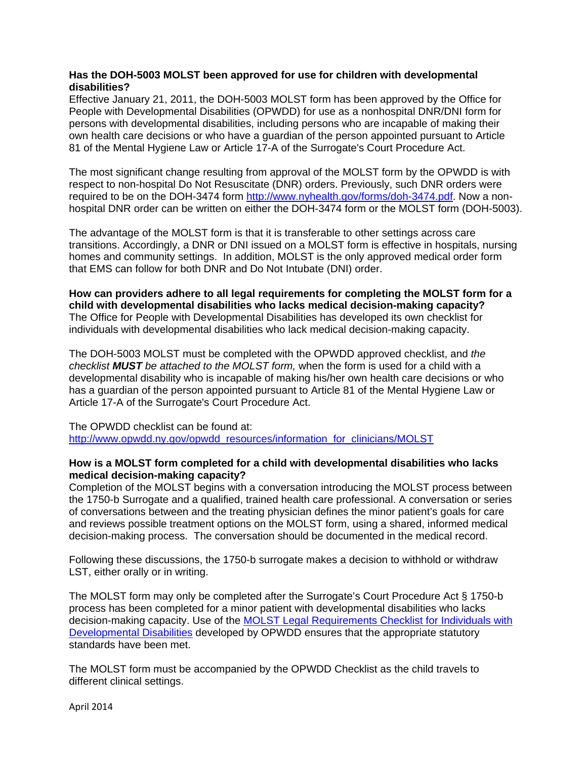**Has the DOH-5003 MOLST been approved for use for children with developmental disabilities?**

Effective January 21, 2011, the DOH-5003 MOLST form has been approved by the Office for People with Developmental Disabilities (OPWDD) for use as a nonhospital DNR/DNI form for persons with developmental disabilities, including persons who are incapable of making their own health care decisions or who have a guardian of the person appointed pursuant to Article 81 of the Mental Hygiene Law or Article 17-A of the Surrogate's Court Procedure Act.

The most significant change resulting from approval of the MOLST form by the OPWDD is with respect to non-hospital Do Not Resuscitate (DNR) orders. Previously, such DNR orders were required to be on the DOH-3474 form [http://www.nyhealth.gov/forms/doh-3474.pdf](http://www.nyhealth.gov/forms/doh-3474.pdf). Now a non-hospital DNR order can be written on either the DOH-3474 form or the MOLST form (DOH-5003).

The advantage of the MOLST form is that it is transferable to other settings across care transitions. Accordingly, a DNR or DNI issued on a MOLST form is effective in hospitals, nursing homes and community settings. In addition, MOLST is the only approved medical order form that EMS can follow for both DNR and Do Not Intubate (DNI) order.

**How can providers adhere to all legal requirements for completing the MOLST form for a child with developmental disabilities who lacks medical decision-making capacity?**

The Office for People with Developmental Disabilities has developed its own checklist for individuals with developmental disabilities who lack medical decision-making capacity.

The DOH-5003 MOLST must be completed with the OPWDD approved checklist, and *the checklist **MUST** be attached to the MOLST form,* when the form is used for a child with a developmental disability who is incapable of making his/her own health care decisions or who has a guardian of the person appointed pursuant to Article 81 of the Mental Hygiene Law or Article 17-A of the Surrogate's Court Procedure Act.

The OPWDD checklist can be found at:
[http://www.opwdd.ny.gov/opwdd_resources/information_for_clinicians/MOLST](http://www.opwdd.ny.gov/opwdd_resources/information_for_clinicians/MOLST)

**How is a MOLST form completed for a child with developmental disabilities who lacks medical decision-making capacity?**

Completion of the MOLST begins with a conversation introducing the MOLST process between the 1750-b Surrogate and a qualified, trained health care professional. A conversation or series of conversations between and the treating physician defines the minor patient's goals for care and reviews possible treatment options on the MOLST form, using a shared, informed medical decision-making process. The conversation should be documented in the medical record.

Following these discussions, the 1750-b surrogate makes a decision to withhold or withdraw LST, either orally or in writing.

The MOLST form may only be completed after the Surrogate's Court Procedure Act § 1750-b process has been completed for a minor patient with developmental disabilities who lacks decision-making capacity. Use of the MOLST Legal Requirements Checklist for Individuals with Developmental Disabilities developed by OPWDD ensures that the appropriate statutory standards have been met.

The MOLST form must be accompanied by the OPWDD Checklist as the child travels to different clinical settings.

April 2014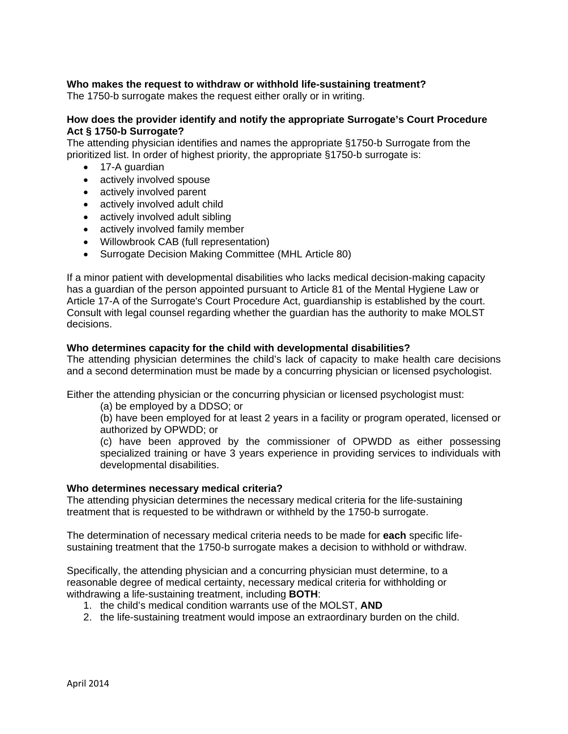**Who makes the request to withdraw or withhold life-sustaining treatment?**
The 1750-b surrogate makes the request either orally or in writing.

**How does the provider identify and notify the appropriate Surrogate's Court Procedure Act § 1750-b Surrogate?**
The attending physician identifies and names the appropriate §1750-b Surrogate from the prioritized list. In order of highest priority, the appropriate §1750-b surrogate is:

- 17-A guardian
- actively involved spouse
- actively involved parent
- actively involved adult child
- actively involved adult sibling
- actively involved family member
- Willowbrook CAB (full representation)
- Surrogate Decision Making Committee (MHL Article 80)

If a minor patient with developmental disabilities who lacks medical decision-making capacity has a guardian of the person appointed pursuant to Article 81 of the Mental Hygiene Law or Article 17-A of the Surrogate's Court Procedure Act, guardianship is established by the court. Consult with legal counsel regarding whether the guardian has the authority to make MOLST decisions.

**Who determines capacity for the child with developmental disabilities?**
The attending physician determines the child's lack of capacity to make health care decisions and a second determination must be made by a concurring physician or licensed psychologist.

Either the attending physician or the concurring physician or licensed psychologist must:

(a) be employed by a DDSO; or

(b) have been employed for at least 2 years in a facility or program operated, licensed or authorized by OPWDD; or

(c) have been approved by the commissioner of OPWDD as either possessing specialized training or have 3 years experience in providing services to individuals with developmental disabilities.

**Who determines necessary medical criteria?**
The attending physician determines the necessary medical criteria for the life-sustaining treatment that is requested to be withdrawn or withheld by the 1750-b surrogate.

The determination of necessary medical criteria needs to be made for **each** specific life-sustaining treatment that the 1750-b surrogate makes a decision to withhold or withdraw.

Specifically, the attending physician and a concurring physician must determine, to a reasonable degree of medical certainty, necessary medical criteria for withholding or withdrawing a life-sustaining treatment, including **BOTH**:

1. the child's medical condition warrants use of the MOLST, **AND**
2. the life-sustaining treatment would impose an extraordinary burden on the child.

April 2014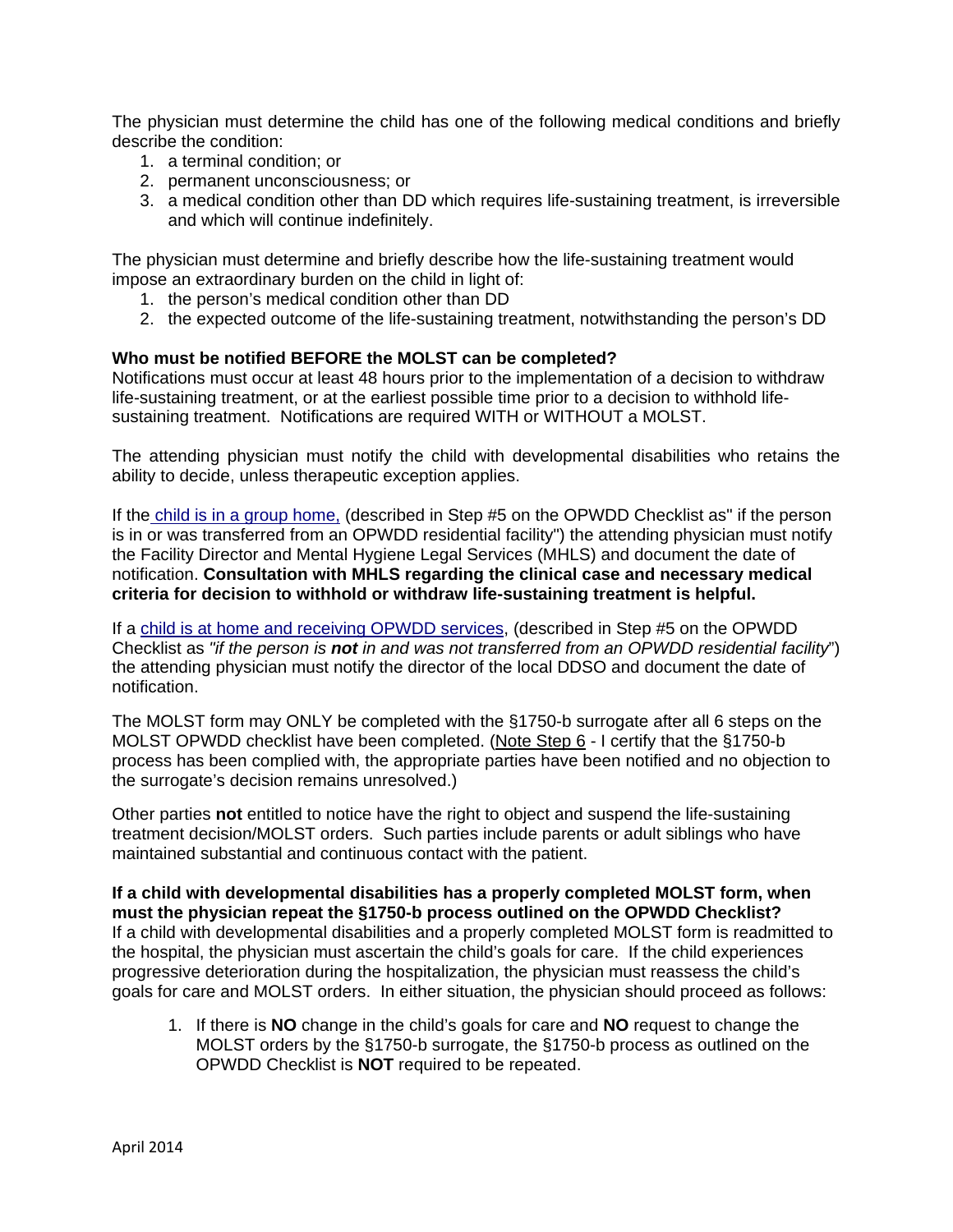The physician must determine the child has one of the following medical conditions and briefly describe the condition:

1. a terminal condition; or
2. permanent unconsciousness; or
3. a medical condition other than DD which requires life-sustaining treatment, is irreversible and which will continue indefinitely.

The physician must determine and briefly describe how the life-sustaining treatment would impose an extraordinary burden on the child in light of:

1. the person's medical condition other than DD
2. the expected outcome of the life-sustaining treatment, notwithstanding the person's DD

**Who must be notified BEFORE the MOLST can be completed?**
Notifications must occur at least 48 hours prior to the implementation of a decision to withdraw life-sustaining treatment, or at the earliest possible time prior to a decision to withhold life-sustaining treatment. Notifications are required WITH or WITHOUT a MOLST.

The attending physician must notify the child with developmental disabilities who retains the ability to decide, unless therapeutic exception applies.

If the child is in a group home, (described in Step #5 on the OPWDD Checklist as" if the person is in or was transferred from an OPWDD residential facility") the attending physician must notify the Facility Director and Mental Hygiene Legal Services (MHLS) and document the date of notification. **Consultation with MHLS regarding the clinical case and necessary medical criteria for decision to withhold or withdraw life-sustaining treatment is helpful.**

If a child is at home and receiving OPWDD services, (described in Step #5 on the OPWDD Checklist as *"if the person is **not** in and was not transferred from an OPWDD residential facility"*) the attending physician must notify the director of the local DDSO and document the date of notification.

The MOLST form may ONLY be completed with the §1750-b surrogate after all 6 steps on the MOLST OPWDD checklist have been completed. (Note Step 6 - I certify that the §1750-b process has been complied with, the appropriate parties have been notified and no objection to the surrogate's decision remains unresolved.)

Other parties **not** entitled to notice have the right to object and suspend the life-sustaining treatment decision/MOLST orders. Such parties include parents or adult siblings who have maintained substantial and continuous contact with the patient.

**If a child with developmental disabilities has a properly completed MOLST form, when must the physician repeat the §1750-b process outlined on the OPWDD Checklist?**
If a child with developmental disabilities and a properly completed MOLST form is readmitted to the hospital, the physician must ascertain the child's goals for care. If the child experiences progressive deterioration during the hospitalization, the physician must reassess the child's goals for care and MOLST orders. In either situation, the physician should proceed as follows:

1. If there is **NO** change in the child's goals for care and **NO** request to change the MOLST orders by the §1750-b surrogate, the §1750-b process as outlined on the OPWDD Checklist is **NOT** required to be repeated.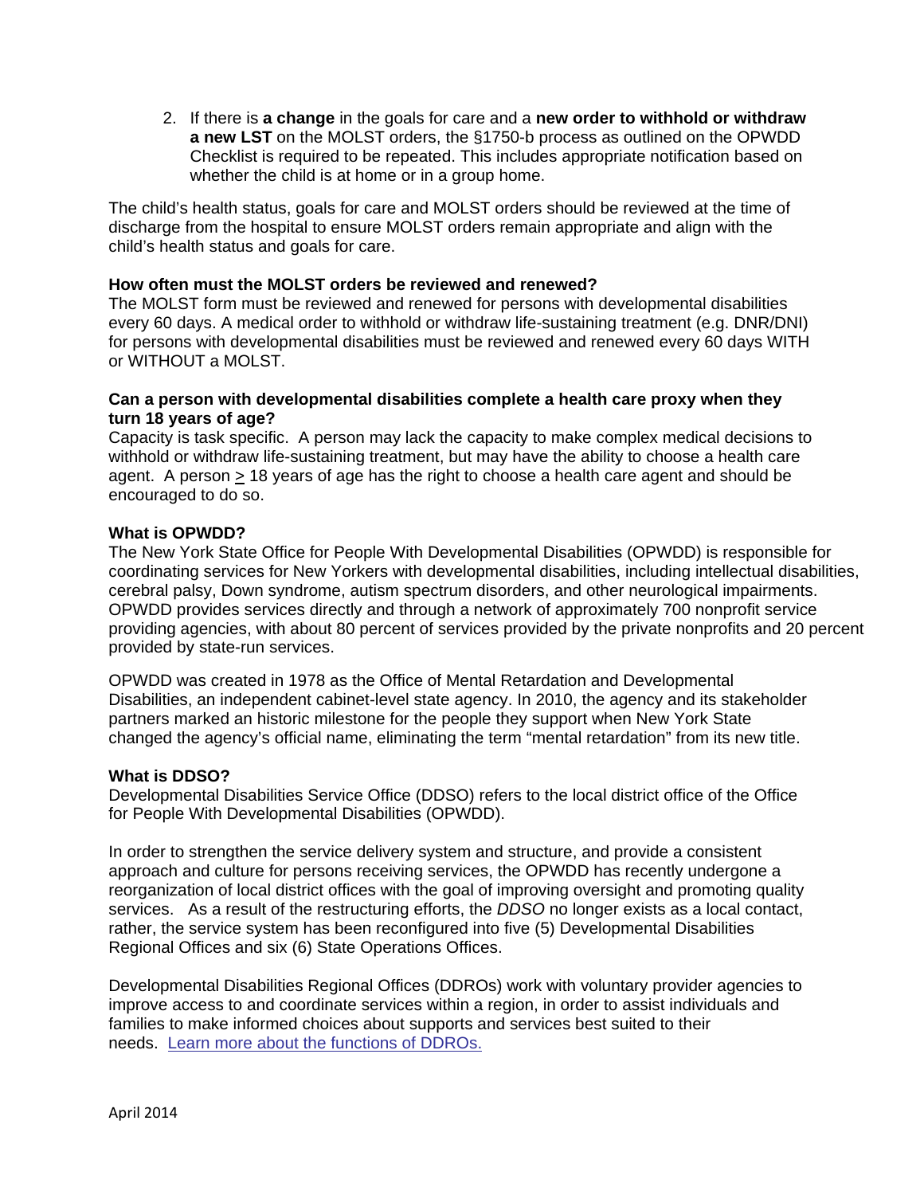2. If there is **a change** in the goals for care and a **new order to withhold or withdraw a new LST** on the MOLST orders, the §1750-b process as outlined on the OPWDD Checklist is required to be repeated. This includes appropriate notification based on whether the child is at home or in a group home.

The child's health status, goals for care and MOLST orders should be reviewed at the time of discharge from the hospital to ensure MOLST orders remain appropriate and align with the child's health status and goals for care.

**How often must the MOLST orders be reviewed and renewed?**
The MOLST form must be reviewed and renewed for persons with developmental disabilities every 60 days. A medical order to withhold or withdraw life-sustaining treatment (e.g. DNR/DNI) for persons with developmental disabilities must be reviewed and renewed every 60 days WITH or WITHOUT a MOLST.

**Can a person with developmental disabilities complete a health care proxy when they turn 18 years of age?**
Capacity is task specific. A person may lack the capacity to make complex medical decisions to withhold or withdraw life-sustaining treatment, but may have the ability to choose a health care agent. A person ≥ 18 years of age has the right to choose a health care agent and should be encouraged to do so.

**What is OPWDD?**
The New York State Office for People With Developmental Disabilities (OPWDD) is responsible for coordinating services for New Yorkers with developmental disabilities, including intellectual disabilities, cerebral palsy, Down syndrome, autism spectrum disorders, and other neurological impairments. OPWDD provides services directly and through a network of approximately 700 nonprofit service providing agencies, with about 80 percent of services provided by the private nonprofits and 20 percent provided by state-run services.

OPWDD was created in 1978 as the Office of Mental Retardation and Developmental Disabilities, an independent cabinet-level state agency. In 2010, the agency and its stakeholder partners marked an historic milestone for the people they support when New York State changed the agency's official name, eliminating the term "mental retardation" from its new title.

**What is DDSO?**
Developmental Disabilities Service Office (DDSO) refers to the local district office of the Office for People With Developmental Disabilities (OPWDD).

In order to strengthen the service delivery system and structure, and provide a consistent approach and culture for persons receiving services, the OPWDD has recently undergone a reorganization of local district offices with the goal of improving oversight and promoting quality services. As a result of the restructuring efforts, the *DDSO* no longer exists as a local contact, rather, the service system has been reconfigured into five (5) Developmental Disabilities Regional Offices and six (6) State Operations Offices.

Developmental Disabilities Regional Offices (DDROs) work with voluntary provider agencies to improve access to and coordinate services within a region, in order to assist individuals and families to make informed choices about supports and services best suited to their needs. Learn more about the functions of DDROs.

April 2014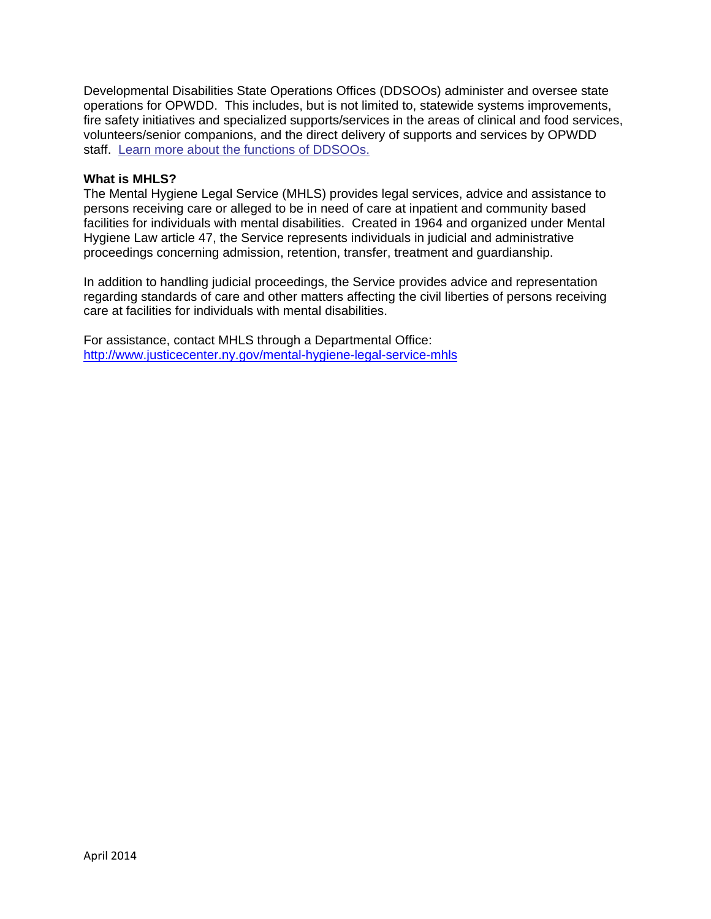Developmental Disabilities State Operations Offices (DDSOOs) administer and oversee state operations for OPWDD. This includes, but is not limited to, statewide systems improvements, fire safety initiatives and specialized supports/services in the areas of clinical and food services, volunteers/senior companions, and the direct delivery of supports and services by OPWDD staff. Learn more about the functions of DDSOOs.

**What is MHLS?**

The Mental Hygiene Legal Service (MHLS) provides legal services, advice and assistance to persons receiving care or alleged to be in need of care at inpatient and community based facilities for individuals with mental disabilities. Created in 1964 and organized under Mental Hygiene Law article 47, the Service represents individuals in judicial and administrative proceedings concerning admission, retention, transfer, treatment and guardianship.

In addition to handling judicial proceedings, the Service provides advice and representation regarding standards of care and other matters affecting the civil liberties of persons receiving care at facilities for individuals with mental disabilities.

For assistance, contact MHLS through a Departmental Office:
http://www.justicecenter.ny.gov/mental-hygiene-legal-service-mhls

April 2014